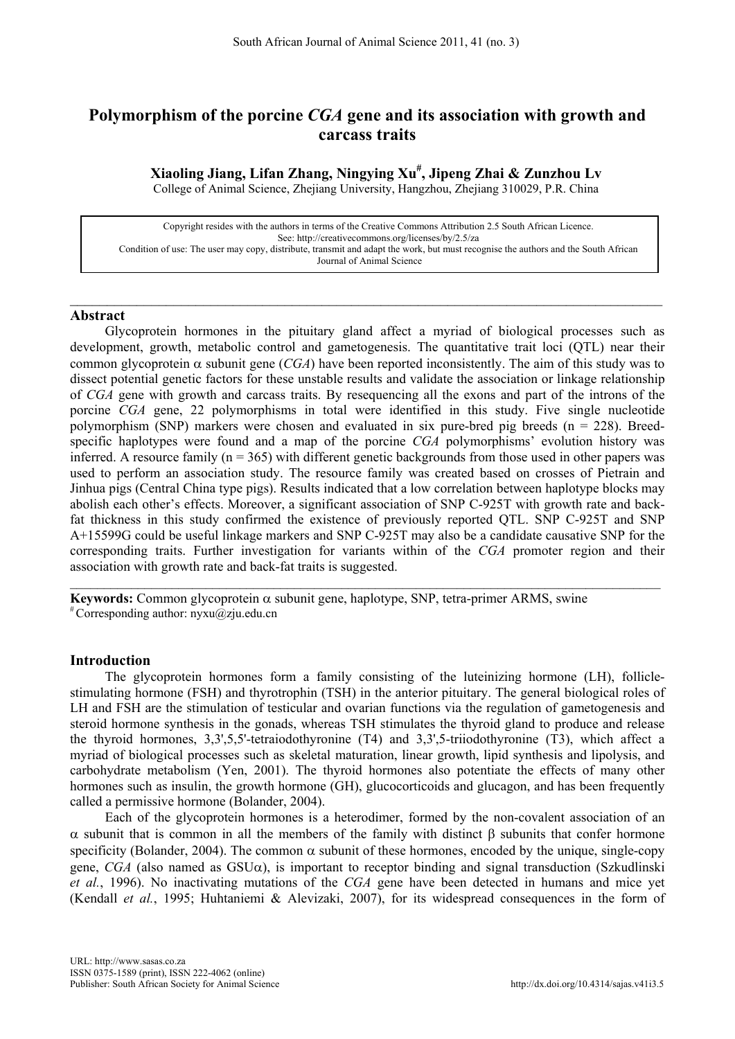# Polymorphism of the porcine *CGA* gene and its association with growth and carcass traits

**Xiaoling Jiang, Lifan Zhang, Ningying Xu[#], Jipeng Zhai & Zunzhou Lv**

College of Animal Science, Zhejiang University, Hangzhou, Zhejiang 310029, P.R. China

Copyright resides with the authors in terms of the Creative Commons Attribution 2.5 South African Licence.
See: http://creativecommons.org/licenses/by/2.5/za
Condition of use: The user may copy, distribute, transmit and adapt the work, but must recognise the authors and the South African Journal of Animal Science

## Abstract

Glycoprotein hormones in the pituitary gland affect a myriad of biological processes such as development, growth, metabolic control and gametogenesis. The quantitative trait loci (QTL) near their common glycoprotein α subunit gene (*CGA*) have been reported inconsistently. The aim of this study was to dissect potential genetic factors for these unstable results and validate the association or linkage relationship of *CGA* gene with growth and carcass traits. By resequencing all the exons and part of the introns of the porcine *CGA* gene, 22 polymorphisms in total were identified in this study. Five single nucleotide polymorphism (SNP) markers were chosen and evaluated in six pure-bred pig breeds (n = 228). Breed-specific haplotypes were found and a map of the porcine *CGA* polymorphisms' evolution history was inferred. A resource family (n = 365) with different genetic backgrounds from those used in other papers was used to perform an association study. The resource family was created based on crosses of Pietrain and Jinhua pigs (Central China type pigs). Results indicated that a low correlation between haplotype blocks may abolish each other's effects. Moreover, a significant association of SNP C-925T with growth rate and back-fat thickness in this study confirmed the existence of previously reported QTL. SNP C-925T and SNP A+15599G could be useful linkage markers and SNP C-925T may also be a candidate causative SNP for the corresponding traits. Further investigation for variants within of the *CGA* promoter region and their association with growth rate and back-fat traits is suggested.

**Keywords:** Common glycoprotein α subunit gene, haplotype, SNP, tetra-primer ARMS, swine

[#] Corresponding author: nyxu@zju.edu.cn

## Introduction

The glycoprotein hormones form a family consisting of the luteinizing hormone (LH), follicle-stimulating hormone (FSH) and thyrotrophin (TSH) in the anterior pituitary. The general biological roles of LH and FSH are the stimulation of testicular and ovarian functions via the regulation of gametogenesis and steroid hormone synthesis in the gonads, whereas TSH stimulates the thyroid gland to produce and release the thyroid hormones, 3,3',5,5'-tetraiodothyronine (T4) and 3,3',5-triiodothyronine (T3), which affect a myriad of biological processes such as skeletal maturation, linear growth, lipid synthesis and lipolysis, and carbohydrate metabolism (Yen, 2001). The thyroid hormones also potentiate the effects of many other hormones such as insulin, the growth hormone (GH), glucocorticoids and glucagon, and has been frequently called a permissive hormone (Bolander, 2004).

Each of the glycoprotein hormones is a heterodimer, formed by the non-covalent association of an α subunit that is common in all the members of the family with distinct β subunits that confer hormone specificity (Bolander, 2004). The common α subunit of these hormones, encoded by the unique, single-copy gene, *CGA* (also named as GSUα), is important to receptor binding and signal transduction (Szkudlinski *et al.*, 1996). No inactivating mutations of the *CGA* gene have been detected in humans and mice yet (Kendall *et al.*, 1995; Huhtaniemi & Alevizaki, 2007), for its widespread consequences in the form of

URL: http://www.sasas.co.za
ISSN 0375-1589 (print), ISSN 222-4062 (online)
Publisher: South African Society for Animal Science
http://dx.doi.org/10.4314/sajas.v41i3.5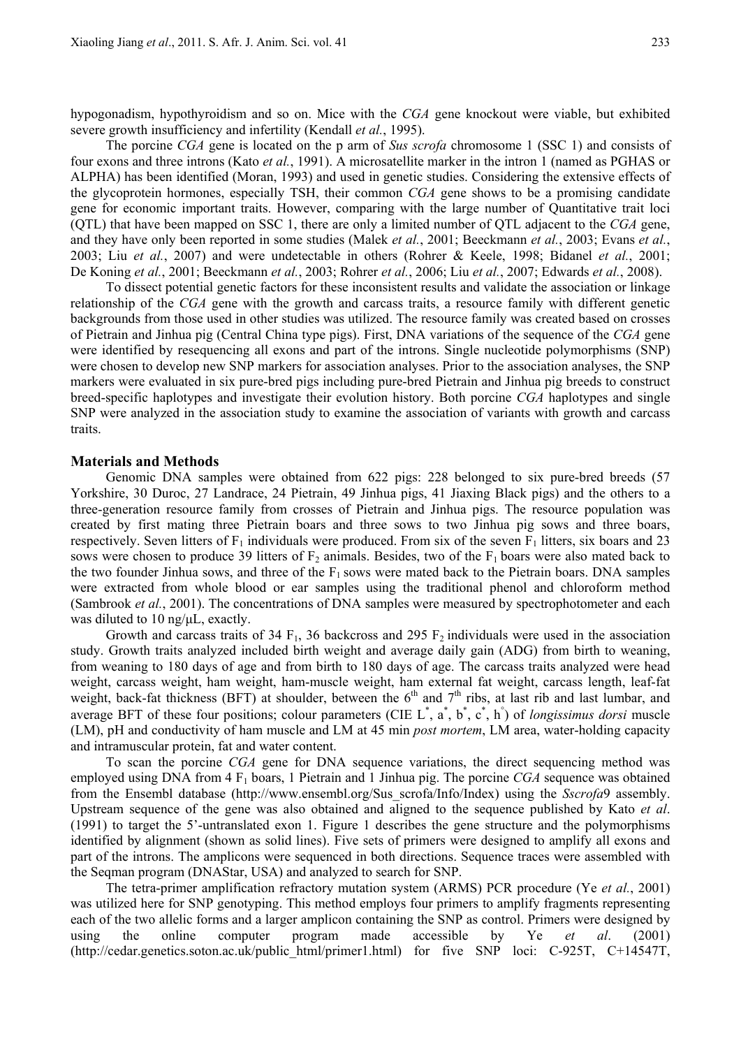hypogonadism, hypothyroidism and so on. Mice with the *CGA* gene knockout were viable, but exhibited severe growth insufficiency and infertility (Kendall *et al.*, 1995).

The porcine *CGA* gene is located on the p arm of *Sus scrofa* chromosome 1 (SSC 1) and consists of four exons and three introns (Kato *et al.*, 1991). A microsatellite marker in the intron 1 (named as PGHAS or ALPHA) has been identified (Moran, 1993) and used in genetic studies. Considering the extensive effects of the glycoprotein hormones, especially TSH, their common *CGA* gene shows to be a promising candidate gene for economic important traits. However, comparing with the large number of Quantitative trait loci (QTL) that have been mapped on SSC 1, there are only a limited number of QTL adjacent to the *CGA* gene, and they have only been reported in some studies (Malek *et al.*, 2001; Beeckmann *et al.*, 2003; Evans *et al.*, 2003; Liu *et al.*, 2007) and were undetectable in others (Rohrer & Keele, 1998; Bidanel *et al.*, 2001; De Koning *et al.*, 2001; Beeckmann *et al.*, 2003; Rohrer *et al.*, 2006; Liu *et al.*, 2007; Edwards *et al.*, 2008).

To dissect potential genetic factors for these inconsistent results and validate the association or linkage relationship of the *CGA* gene with the growth and carcass traits, a resource family with different genetic backgrounds from those used in other studies was utilized. The resource family was created based on crosses of Pietrain and Jinhua pig (Central China type pigs). First, DNA variations of the sequence of the *CGA* gene were identified by resequencing all exons and part of the introns. Single nucleotide polymorphisms (SNP) were chosen to develop new SNP markers for association analyses. Prior to the association analyses, the SNP markers were evaluated in six pure-bred pigs including pure-bred Pietrain and Jinhua pig breeds to construct breed-specific haplotypes and investigate their evolution history. Both porcine *CGA* haplotypes and single SNP were analyzed in the association study to examine the association of variants with growth and carcass traits.

## Materials and Methods

Genomic DNA samples were obtained from 622 pigs: 228 belonged to six pure-bred breeds (57 Yorkshire, 30 Duroc, 27 Landrace, 24 Pietrain, 49 Jinhua pigs, 41 Jiaxing Black pigs) and the others to a three-generation resource family from crosses of Pietrain and Jinhua pigs. The resource population was created by first mating three Pietrain boars and three sows to two Jinhua pig sows and three boars, respectively. Seven litters of $F_1$ individuals were produced. From six of the seven $F_1$ litters, six boars and 23 sows were chosen to produce 39 litters of $F_2$ animals. Besides, two of the $F_1$ boars were also mated back to the two founder Jinhua sows, and three of the $F_1$ sows were mated back to the Pietrain boars. DNA samples were extracted from whole blood or ear samples using the traditional phenol and chloroform method (Sambrook *et al.*, 2001). The concentrations of DNA samples were measured by spectrophotometer and each was diluted to 10 ng/μL, exactly.

Growth and carcass traits of 34 $F_1$, 36 backcross and 295 $F_2$ individuals were used in the association study. Growth traits analyzed included birth weight and average daily gain (ADG) from birth to weaning, from weaning to 180 days of age and from birth to 180 days of age. The carcass traits analyzed were head weight, carcass weight, ham weight, ham-muscle weight, ham external fat weight, carcass length, leaf-fat weight, back-fat thickness (BFT) at shoulder, between the 6th and 7th ribs, at last rib and last lumbar, and average BFT of these four positions; colour parameters (CIE $L^*$, $a^*$, $b^*$, $c^*$, $h^\circ$) of *longissimus dorsi* muscle (LM), pH and conductivity of ham muscle and LM at 45 min *post mortem*, LM area, water-holding capacity and intramuscular protein, fat and water content.

To scan the porcine *CGA* gene for DNA sequence variations, the direct sequencing method was employed using DNA from 4 $F_1$ boars, 1 Pietrain and 1 Jinhua pig. The porcine *CGA* sequence was obtained from the Ensembl database (http://www.ensembl.org/Sus_scrofa/Info/Index) using the *Sscrofa*9 assembly. Upstream sequence of the gene was also obtained and aligned to the sequence published by Kato *et al*. (1991) to target the 5'-untranslated exon 1. Figure 1 describes the gene structure and the polymorphisms identified by alignment (shown as solid lines). Five sets of primers were designed to amplify all exons and part of the introns. The amplicons were sequenced in both directions. Sequence traces were assembled with the Seqman program (DNAStar, USA) and analyzed to search for SNP.

The tetra-primer amplification refractory mutation system (ARMS) PCR procedure (Ye *et al.*, 2001) was utilized here for SNP genotyping. This method employs four primers to amplify fragments representing each of the two allelic forms and a larger amplicon containing the SNP as control. Primers were designed by using the online computer program made accessible by Ye *et al*. (2001) (http://cedar.genetics.soton.ac.uk/public_html/primer1.html) for five SNP loci: C-925T, C+14547T,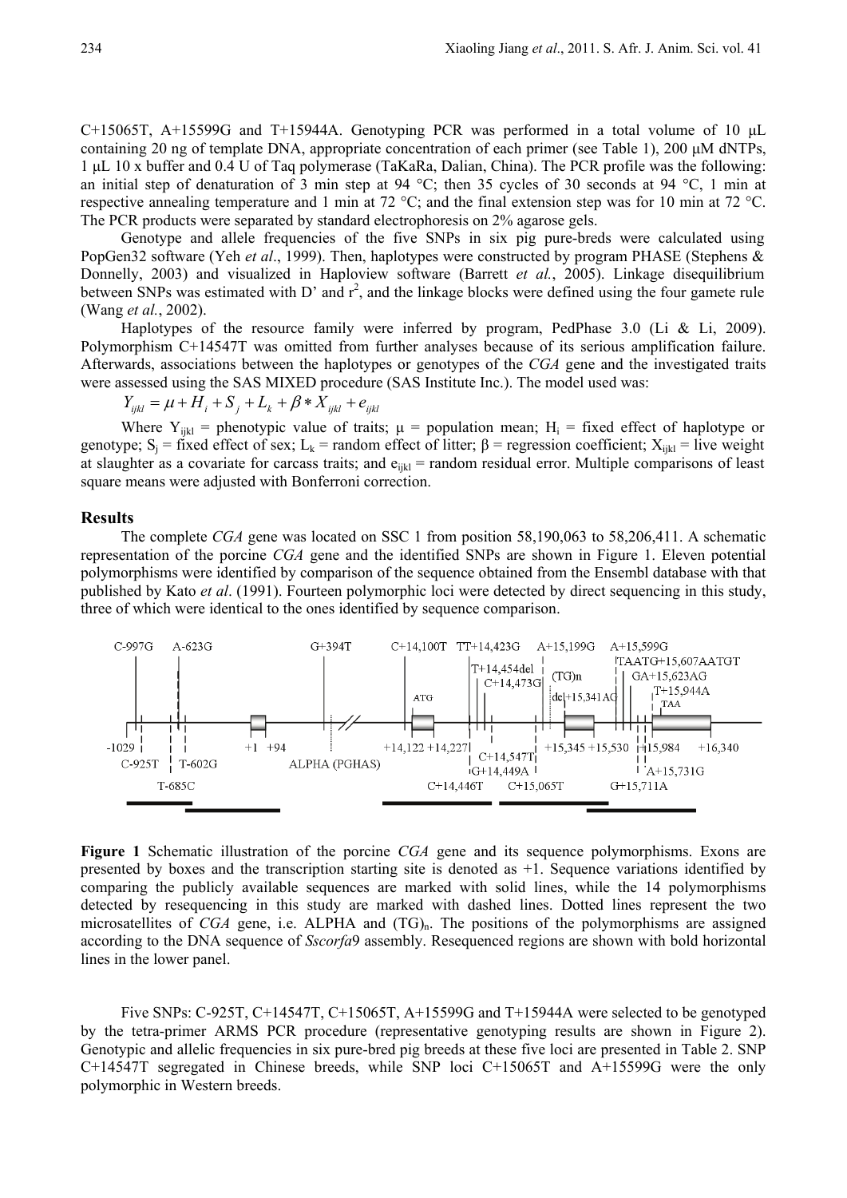C+15065T, A+15599G and T+15944A. Genotyping PCR was performed in a total volume of 10 µL containing 20 ng of template DNA, appropriate concentration of each primer (see Table 1), 200 µM dNTPs, 1 µL 10 x buffer and 0.4 U of Taq polymerase (TaKaRa, Dalian, China). The PCR profile was the following: an initial step of denaturation of 3 min step at 94 °C; then 35 cycles of 30 seconds at 94 °C, 1 min at respective annealing temperature and 1 min at 72 °C; and the final extension step was for 10 min at 72 °C. The PCR products were separated by standard electrophoresis on 2% agarose gels.

Genotype and allele frequencies of the five SNPs in six pig pure-breds were calculated using PopGen32 software (Yeh *et al*., 1999). Then, haplotypes were constructed by program PHASE (Stephens & Donnelly, 2003) and visualized in Haploview software (Barrett *et al.*, 2005). Linkage disequilibrium between SNPs was estimated with D' and $r^2$, and the linkage blocks were defined using the four gamete rule (Wang *et al.*, 2002).

Haplotypes of the resource family were inferred by program, PedPhase 3.0 (Li & Li, 2009). Polymorphism C+14547T was omitted from further analyses because of its serious amplification failure. Afterwards, associations between the haplotypes or genotypes of the *CGA* gene and the investigated traits were assessed using the SAS MIXED procedure (SAS Institute Inc.). The model used was:

$$Y_{ijkl} = \mu + H_i + S_j + L_k + \beta * X_{ijkl} + e_{ijkl}$$

Where $Y_{ijkl}$ = phenotypic value of traits; $\mu$ = population mean; $H_i$ = fixed effect of haplotype or genotype; $S_j$ = fixed effect of sex; $L_k$ = random effect of litter; $\beta$ = regression coefficient; $X_{ijkl}$ = live weight at slaughter as a covariate for carcass traits; and $e_{ijkl}$ = random residual error. Multiple comparisons of least square means were adjusted with Bonferroni correction.

## Results

The complete *CGA* gene was located on SSC 1 from position 58,190,063 to 58,206,411. A schematic representation of the porcine *CGA* gene and the identified SNPs are shown in Figure 1. Eleven potential polymorphisms were identified by comparison of the sequence obtained from the Ensembl database with that published by Kato *et al*. (1991). Fourteen polymorphic loci were detected by direct sequencing in this study, three of which were identical to the ones identified by sequence comparison.

**Figure 1** Schematic illustration of the porcine *CGA* gene and its sequence polymorphisms. Exons are presented by boxes and the transcription starting site is denoted as +1. Sequence variations identified by comparing the publicly available sequences are marked with solid lines, while the 14 polymorphisms detected by resequencing in this study are marked with dashed lines. Dotted lines represent the two microsatellites of *CGA* gene, i.e. ALPHA and $(TG)_n$. The positions of the polymorphisms are assigned according to the DNA sequence of *Sscorfa*9 assembly. Resequenced regions are shown with bold horizontal lines in the lower panel.

Five SNPs: C-925T, C+14547T, C+15065T, A+15599G and T+15944A were selected to be genotyped by the tetra-primer ARMS PCR procedure (representative genotyping results are shown in Figure 2). Genotypic and allelic frequencies in six pure-bred pig breeds at these five loci are presented in Table 2. SNP C+14547T segregated in Chinese breeds, while SNP loci C+15065T and A+15599G were the only polymorphic in Western breeds.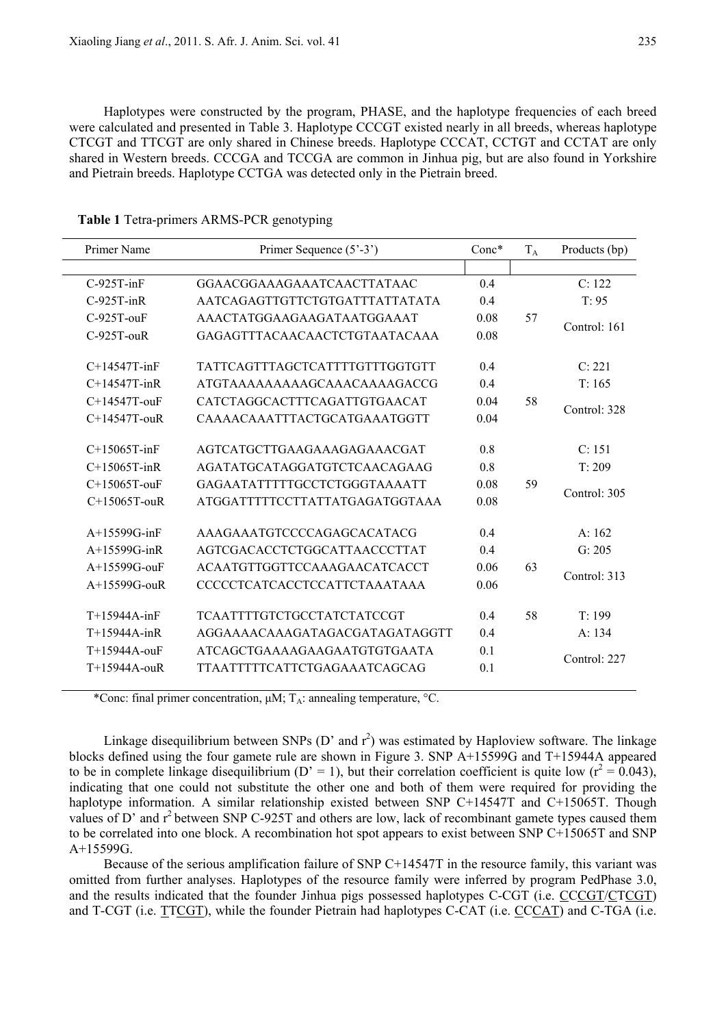Haplotypes were constructed by the program, PHASE, and the haplotype frequencies of each breed were calculated and presented in Table 3. Haplotype CCCGT existed nearly in all breeds, whereas haplotype CTCGT and TTCGT are only shared in Chinese breeds. Haplotype CCCAT, CCTGT and CCTAT are only shared in Western breeds. CCCGA and TCCGA are common in Jinhua pig, but are also found in Yorkshire and Pietrain breeds. Haplotype CCTGA was detected only in the Pietrain breed.

**Table 1** Tetra-primers ARMS-PCR genotyping

| Primer Name | Primer Sequence (5'-3') | Conc* | $T_A$ | Products (bp) |
|---|---|---|---|---|
| C-925T-inF | GGAACGGAAAGAAATCAACTTATAAC | 0.4 | | C: 122 |
| C-925T-inR | AATCAGAGTTGTTCTGTGATTTATTATATA | 0.4 | | T: 95 |
| C-925T-ouF | AAACTATGGAAGAAGATAATGGAAAT | 0.08 | 57 | Control: 161 |
| C-925T-ouR | GAGAGTTTACAACAACTCTGTAATACAAA | 0.08 | | |
| C+14547T-inF | TATTCAGTTTAGCTCATTTTGTTTGGTGTT | 0.4 | | C: 221 |
| C+14547T-inR | ATGTAAAAAAAAAGCAAACAAAAGACCG | 0.4 | | T: 165 |
| C+14547T-ouF | CATCTAGGCACTTTCAGATTGTGAACAT | 0.04 | 58 | Control: 328 |
| C+14547T-ouR | CAAAACAAATTTACTGCATGAAATGGTT | 0.04 | | |
| C+15065T-inF | AGTCATGCTTGAAGAAAGAGAAACGAT | 0.8 | | C: 151 |
| C+15065T-inR | AGATATGCATAGGATGTCTCAACAGAAG | 0.8 | | T: 209 |
| C+15065T-ouF | GAGAATATTTTTGCCTCTGGGTAAAATT | 0.08 | 59 | Control: 305 |
| C+15065T-ouR | ATGGATTTTTCCTTATTATGAGATGGTAAA | 0.08 | | |
| A+15599G-inF | AAAGAAATGTCCCCAGAGCACATACG | 0.4 | | A: 162 |
| A+15599G-inR | AGTCGACACCTCTGGCATTAACCCTTAT | 0.4 | | G: 205 |
| A+15599G-ouF | ACAATGTTGGTTCCAAAGAACATCACCT | 0.06 | 63 | Control: 313 |
| A+15599G-ouR | CCCCCTCATCACCTCCATTCTAAATAAA | 0.06 | | |
| T+15944A-inF | TCAATTTTGTCTGCCTATCTATCCGT | 0.4 | 58 | T: 199 |
| T+15944A-inR | AGGAAAACAAAGATAGACGATAGATAGGTT | 0.4 | | A: 134 |
| T+15944A-ouF | ATCAGCTGAAAAGAAGAATGTGTGAATA | 0.1 | | Control: 227 |
| T+15944A-ouR | TTAATTTTTCATTCTGAGAAATCAGCAG | 0.1 | | |

*Conc: final primer concentration, μM; $T_A$: annealing temperature, °C.

Linkage disequilibrium between SNPs (D' and $r^2$) was estimated by Haploview software. The linkage blocks defined using the four gamete rule are shown in Figure 3. SNP A+15599G and T+15944A appeared to be in complete linkage disequilibrium (D' = 1), but their correlation coefficient is quite low ($r^2 = 0.043$), indicating that one could not substitute the other one and both of them were required for providing the haplotype information. A similar relationship existed between SNP C+14547T and C+15065T. Though values of D' and $r^2$ between SNP C-925T and others are low, lack of recombinant gamete types caused them to be correlated into one block. A recombination hot spot appears to exist between SNP C+15065T and SNP A+15599G.

Because of the serious amplification failure of SNP C+14547T in the resource family, this variant was omitted from further analyses. Haplotypes of the resource family were inferred by program PedPhase 3.0, and the results indicated that the founder Jinhua pigs possessed haplotypes C-CGT (i.e. CCCGT/CTCGT) and T-CGT (i.e. TTCGT), while the founder Pietrain had haplotypes C-CAT (i.e. CCCAT) and C-TGA (i.e.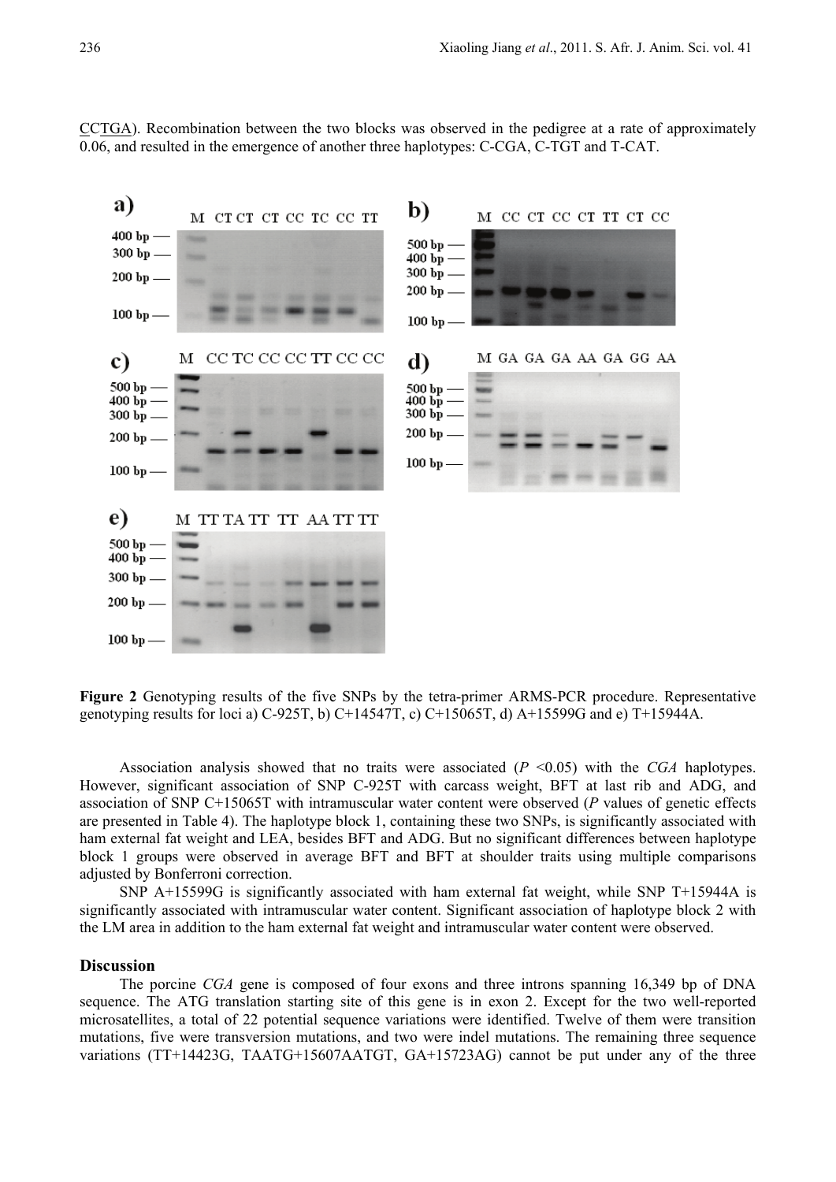CCTGA). Recombination between the two blocks was observed in the pedigree at a rate of approximately 0.06, and resulted in the emergence of another three haplotypes: C-CGA, C-TGT and T-CAT.

**Figure 2** Genotyping results of the five SNPs by the tetra-primer ARMS-PCR procedure. Representative genotyping results for loci a) C-925T, b) C+14547T, c) C+15065T, d) A+15599G and e) T+15944A.

Association analysis showed that no traits were associated ($P$ <0.05) with the *CGA* haplotypes. However, significant association of SNP C-925T with carcass weight, BFT at last rib and ADG, and association of SNP C+15065T with intramuscular water content were observed ($P$ values of genetic effects are presented in Table 4). The haplotype block 1, containing these two SNPs, is significantly associated with ham external fat weight and LEA, besides BFT and ADG. But no significant differences between haplotype block 1 groups were observed in average BFT and BFT at shoulder traits using multiple comparisons adjusted by Bonferroni correction.

SNP A+15599G is significantly associated with ham external fat weight, while SNP T+15944A is significantly associated with intramuscular water content. Significant association of haplotype block 2 with the LM area in addition to the ham external fat weight and intramuscular water content were observed.

## Discussion

The porcine *CGA* gene is composed of four exons and three introns spanning 16,349 bp of DNA sequence. The ATG translation starting site of this gene is in exon 2. Except for the two well-reported microsatellites, a total of 22 potential sequence variations were identified. Twelve of them were transition mutations, five were transversion mutations, and two were indel mutations. The remaining three sequence variations (TT+14423G, TAATG+15607AATGT, GA+15723AG) cannot be put under any of the three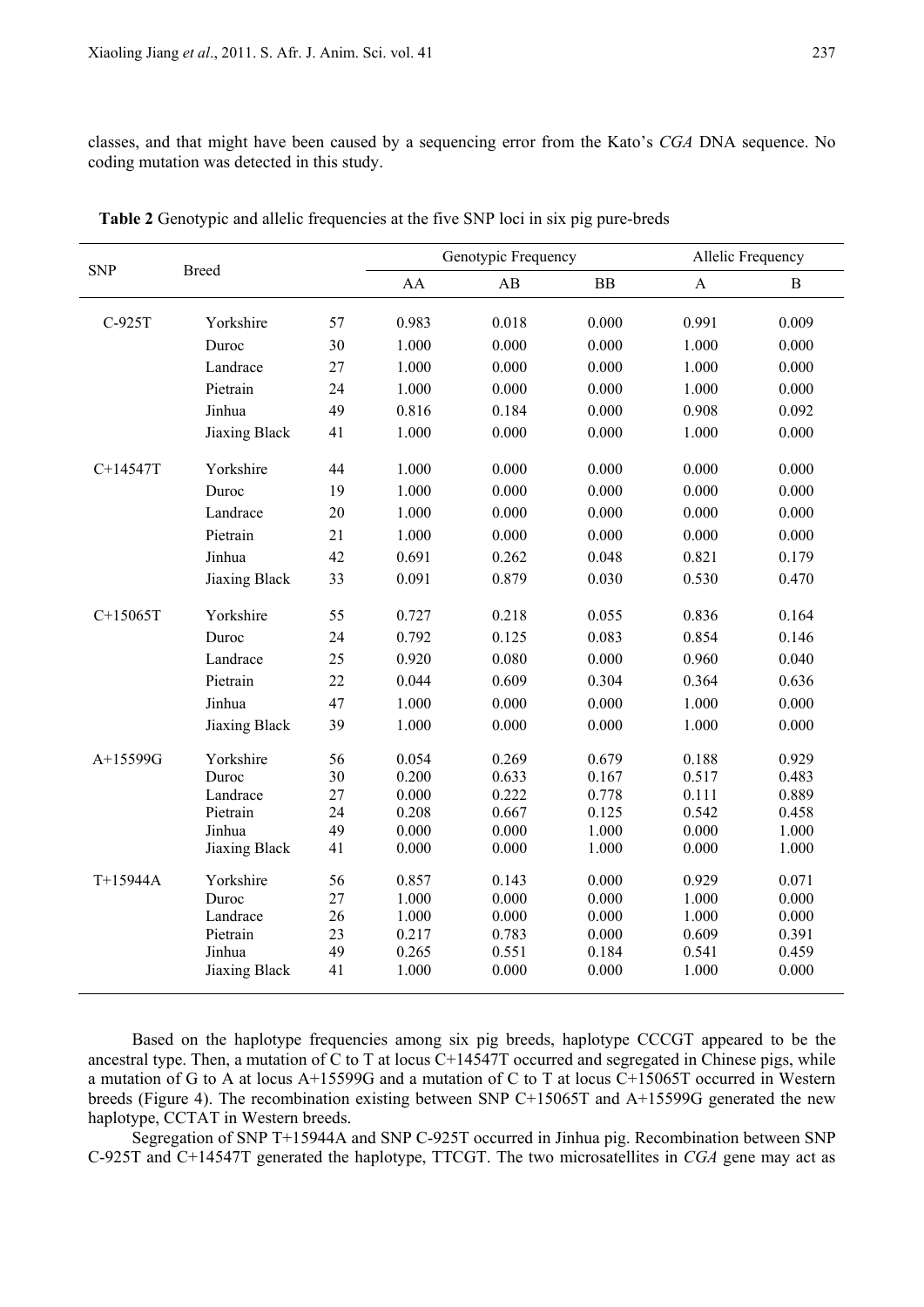classes, and that might have been caused by a sequencing error from the Kato's *CGA* DNA sequence. No coding mutation was detected in this study.

**Table 2** Genotypic and allelic frequencies at the five SNP loci in six pig pure-breds

| SNP | Breed | | Genotypic Frequency | | | Allelic Frequency | |
|---|---|---|---|---|---|---|---|
| | | | AA | AB | BB | A | B |
| C-925T | Yorkshire | 57 | 0.983 | 0.018 | 0.000 | 0.991 | 0.009 |
| | Duroc | 30 | 1.000 | 0.000 | 0.000 | 1.000 | 0.000 |
| | Landrace | 27 | 1.000 | 0.000 | 0.000 | 1.000 | 0.000 |
| | Pietrain | 24 | 1.000 | 0.000 | 0.000 | 1.000 | 0.000 |
| | Jinhua | 49 | 0.816 | 0.184 | 0.000 | 0.908 | 0.092 |
| | Jiaxing Black | 41 | 1.000 | 0.000 | 0.000 | 1.000 | 0.000 |
| C+14547T | Yorkshire | 44 | 1.000 | 0.000 | 0.000 | 0.000 | 0.000 |
| | Duroc | 19 | 1.000 | 0.000 | 0.000 | 0.000 | 0.000 |
| | Landrace | 20 | 1.000 | 0.000 | 0.000 | 0.000 | 0.000 |
| | Pietrain | 21 | 1.000 | 0.000 | 0.000 | 0.000 | 0.000 |
| | Jinhua | 42 | 0.691 | 0.262 | 0.048 | 0.821 | 0.179 |
| | Jiaxing Black | 33 | 0.091 | 0.879 | 0.030 | 0.530 | 0.470 |
| C+15065T | Yorkshire | 55 | 0.727 | 0.218 | 0.055 | 0.836 | 0.164 |
| | Duroc | 24 | 0.792 | 0.125 | 0.083 | 0.854 | 0.146 |
| | Landrace | 25 | 0.920 | 0.080 | 0.000 | 0.960 | 0.040 |
| | Pietrain | 22 | 0.044 | 0.609 | 0.304 | 0.364 | 0.636 |
| | Jinhua | 47 | 1.000 | 0.000 | 0.000 | 1.000 | 0.000 |
| | Jiaxing Black | 39 | 1.000 | 0.000 | 0.000 | 1.000 | 0.000 |
| A+15599G | Yorkshire | 56 | 0.054 | 0.269 | 0.679 | 0.188 | 0.929 |
| | Duroc | 30 | 0.200 | 0.633 | 0.167 | 0.517 | 0.483 |
| | Landrace | 27 | 0.000 | 0.222 | 0.778 | 0.111 | 0.889 |
| | Pietrain | 24 | 0.208 | 0.667 | 0.125 | 0.542 | 0.458 |
| | Jinhua | 49 | 0.000 | 0.000 | 1.000 | 0.000 | 1.000 |
| | Jiaxing Black | 41 | 0.000 | 0.000 | 1.000 | 0.000 | 1.000 |
| T+15944A | Yorkshire | 56 | 0.857 | 0.143 | 0.000 | 0.929 | 0.071 |
| | Duroc | 27 | 1.000 | 0.000 | 0.000 | 1.000 | 0.000 |
| | Landrace | 26 | 1.000 | 0.000 | 0.000 | 1.000 | 0.000 |
| | Pietrain | 23 | 0.217 | 0.783 | 0.000 | 0.609 | 0.391 |
| | Jinhua | 49 | 0.265 | 0.551 | 0.184 | 0.541 | 0.459 |
| | Jiaxing Black | 41 | 1.000 | 0.000 | 0.000 | 1.000 | 0.000 |

Based on the haplotype frequencies among six pig breeds, haplotype CCCGT appeared to be the ancestral type. Then, a mutation of C to T at locus C+14547T occurred and segregated in Chinese pigs, while a mutation of G to A at locus A+15599G and a mutation of C to T at locus C+15065T occurred in Western breeds (Figure 4). The recombination existing between SNP C+15065T and A+15599G generated the new haplotype, CCTAT in Western breeds.

Segregation of SNP T+15944A and SNP C-925T occurred in Jinhua pig. Recombination between SNP C-925T and C+14547T generated the haplotype, TTCGT. The two microsatellites in *CGA* gene may act as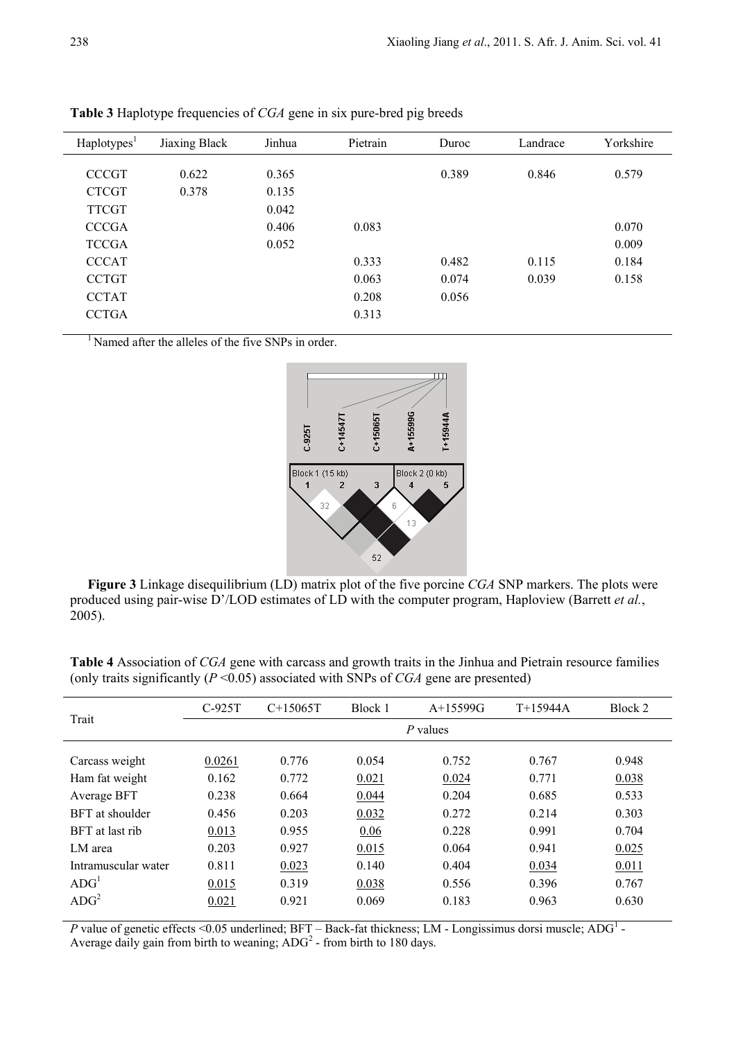**Table 3** Haplotype frequencies of *CGA* gene in six pure-bred pig breeds

| Haplotypes[1] | Jiaxing Black | Jinhua | Pietrain | Duroc | Landrace | Yorkshire |
|---|---|---|---|---|---|---|
| CCCGT | 0.622 | 0.365 | | 0.389 | 0.846 | 0.579 |
| CTCGT | 0.378 | 0.135 | | | | |
| TTCGT | | 0.042 | | | | |
| CCCGA | | 0.406 | 0.083 | | | 0.070 |
| TCCGA | | 0.052 | | | | 0.009 |
| CCCAT | | | 0.333 | 0.482 | 0.115 | 0.184 |
| CCTGT | | | 0.063 | 0.074 | 0.039 | 0.158 |
| CCTAT | | | 0.208 | 0.056 | | |
| CCTGA | | | 0.313 | | | |

[1] Named after the alleles of the five SNPs in order.

**Figure 3** Linkage disequilibrium (LD) matrix plot of the five porcine *CGA* SNP markers. The plots were produced using pair-wise D'/LOD estimates of LD with the computer program, Haploview (Barrett *et al.*, 2005).

**Table 4** Association of *CGA* gene with carcass and growth traits in the Jinhua and Pietrain resource families (only traits significantly ($P$ <0.05) associated with SNPs of *CGA* gene are presented)

| Trait | C-925T | C+15065T | Block 1 | A+15599G | T+15944A | Block 2 |
|---|---|---|---|---|---|---|
| | *P* values | | | | | |
| Carcass weight | 0.0261 | 0.776 | 0.054 | 0.752 | 0.767 | 0.948 |
| Ham fat weight | 0.162 | 0.772 | 0.021 | 0.024 | 0.771 | 0.038 |
| Average BFT | 0.238 | 0.664 | 0.044 | 0.204 | 0.685 | 0.533 |
| BFT at shoulder | 0.456 | 0.203 | 0.032 | 0.272 | 0.214 | 0.303 |
| BFT at last rib | 0.013 | 0.955 | 0.06 | 0.228 | 0.991 | 0.704 |
| LM area | 0.203 | 0.927 | 0.015 | 0.064 | 0.941 | 0.025 |
| Intramuscular water | 0.811 | 0.023 | 0.140 | 0.404 | 0.034 | 0.011 |
| ADG[1] | 0.015 | 0.319 | 0.038 | 0.556 | 0.396 | 0.767 |
| ADG[2] | 0.021 | 0.921 | 0.069 | 0.183 | 0.963 | 0.630 |

*P* value of genetic effects <0.05 underlined; BFT – Back-fat thickness; LM - Longissimus dorsi muscle; ADG[1] - Average daily gain from birth to weaning; ADG[2] - from birth to 180 days.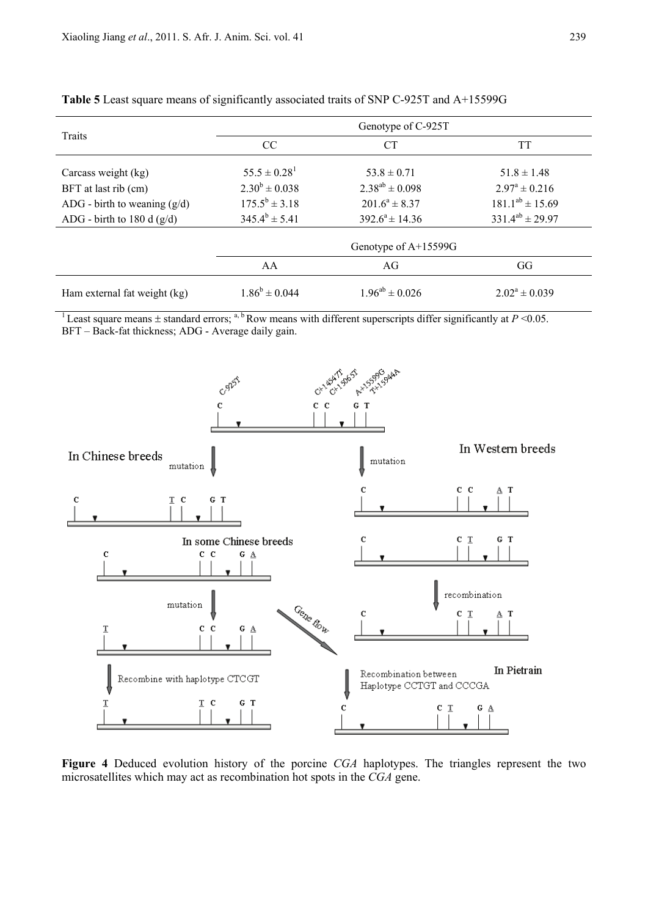**Table 5** Least square means of significantly associated traits of SNP C-925T and A+15599G

| Traits | Genotype of C-925T | | |
|---|---|---|---|
| | CC | CT | TT |
| Carcass weight (kg) | 55.5 ± 0.28[1] | 53.8 ± 0.71 | 51.8 ± 1.48 |
| BFT at last rib (cm) | $2.30^{b}$ ± 0.038 | $2.38^{ab}$ ± 0.098 | $2.97^{a}$ ± 0.216 |
| ADG - birth to weaning (g/d) | $175.5^{b}$ ± 3.18 | $201.6^{a}$ ± 8.37 | $181.1^{ab}$ ± 15.69 |
| ADG - birth to 180 d (g/d) | $345.4^{b}$ ± 5.41 | $392.6^{a}$ ± 14.36 | $331.4^{ab}$ ± 29.97 |
| | Genotype of A+15599G | | |
| | AA | AG | GG |
| Ham external fat weight (kg) | $1.86^{b}$ ± 0.044 | $1.96^{ab}$ ± 0.026 | $2.02^{a}$ ± 0.039 |

[1] Least square means ± standard errors; [a, b] Row means with different superscripts differ significantly at $P$ <0.05.
BFT – Back-fat thickness; ADG - Average daily gain.

**Figure 4** Deduced evolution history of the porcine *CGA* haplotypes. The triangles represent the two microsatellites which may act as recombination hot spots in the *CGA* gene.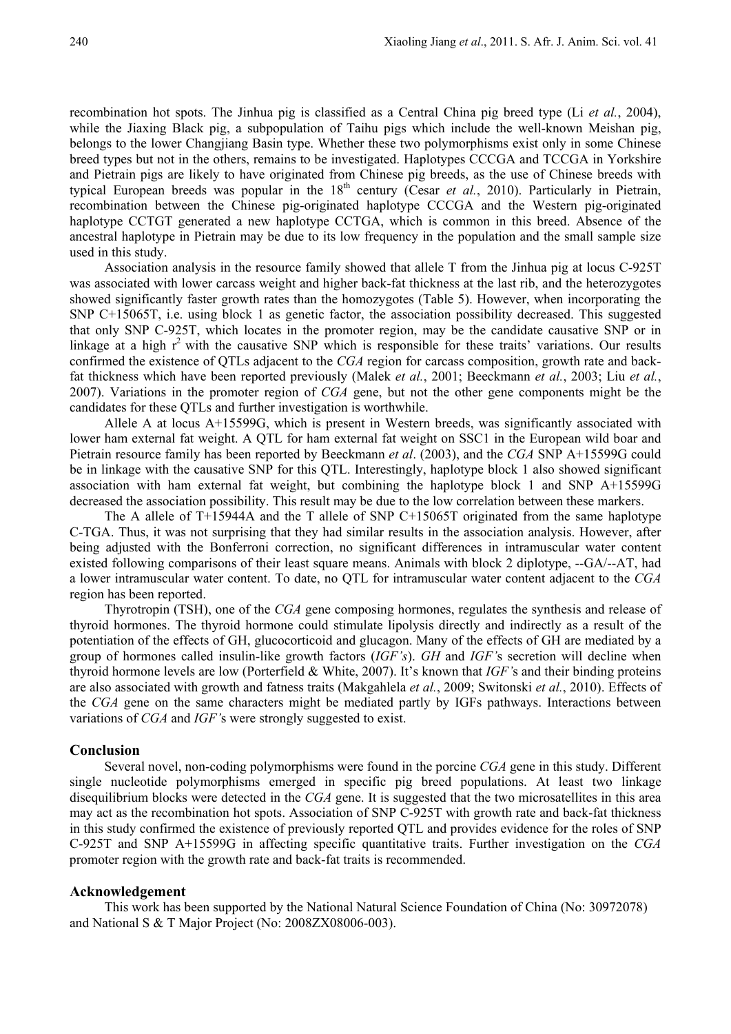recombination hot spots. The Jinhua pig is classified as a Central China pig breed type (Li *et al.*, 2004), while the Jiaxing Black pig, a subpopulation of Taihu pigs which include the well-known Meishan pig, belongs to the lower Changjiang Basin type. Whether these two polymorphisms exist only in some Chinese breed types but not in the others, remains to be investigated. Haplotypes CCCGA and TCCGA in Yorkshire and Pietrain pigs are likely to have originated from Chinese pig breeds, as the use of Chinese breeds with typical European breeds was popular in the $18^{th}$ century (Cesar *et al.*, 2010). Particularly in Pietrain, recombination between the Chinese pig-originated haplotype CCCGA and the Western pig-originated haplotype CCTGT generated a new haplotype CCTGA, which is common in this breed. Absence of the ancestral haplotype in Pietrain may be due to its low frequency in the population and the small sample size used in this study.

Association analysis in the resource family showed that allele T from the Jinhua pig at locus C-925T was associated with lower carcass weight and higher back-fat thickness at the last rib, and the heterozygotes showed significantly faster growth rates than the homozygotes (Table 5). However, when incorporating the SNP C+15065T, i.e. using block 1 as genetic factor, the association possibility decreased. This suggested that only SNP C-925T, which locates in the promoter region, may be the candidate causative SNP or in linkage at a high $r^2$ with the causative SNP which is responsible for these traits' variations. Our results confirmed the existence of QTLs adjacent to the *CGA* region for carcass composition, growth rate and back-fat thickness which have been reported previously (Malek *et al.*, 2001; Beeckmann *et al.*, 2003; Liu *et al.*, 2007). Variations in the promoter region of *CGA* gene, but not the other gene components might be the candidates for these QTLs and further investigation is worthwhile.

Allele A at locus A+15599G, which is present in Western breeds, was significantly associated with lower ham external fat weight. A QTL for ham external fat weight on SSC1 in the European wild boar and Pietrain resource family has been reported by Beeckmann *et al*. (2003), and the *CGA* SNP A+15599G could be in linkage with the causative SNP for this QTL. Interestingly, haplotype block 1 also showed significant association with ham external fat weight, but combining the haplotype block 1 and SNP A+15599G decreased the association possibility. This result may be due to the low correlation between these markers.

The A allele of T+15944A and the T allele of SNP C+15065T originated from the same haplotype C-TGA. Thus, it was not surprising that they had similar results in the association analysis. However, after being adjusted with the Bonferroni correction, no significant differences in intramuscular water content existed following comparisons of their least square means. Animals with block 2 diplotype, --GA/--AT, had a lower intramuscular water content. To date, no QTL for intramuscular water content adjacent to the *CGA* region has been reported.

Thyrotropin (TSH), one of the *CGA* gene composing hormones, regulates the synthesis and release of thyroid hormones. The thyroid hormone could stimulate lipolysis directly and indirectly as a result of the potentiation of the effects of GH, glucocorticoid and glucagon. Many of the effects of GH are mediated by a group of hormones called insulin-like growth factors (*IGF's*). *GH* and *IGF'*s secretion will decline when thyroid hormone levels are low (Porterfield & White, 2007). It's known that *IGF'*s and their binding proteins are also associated with growth and fatness traits (Makgahlela *et al.*, 2009; Switonski *et al.*, 2010). Effects of the *CGA* gene on the same characters might be mediated partly by IGFs pathways. Interactions between variations of *CGA* and *IGF'*s were strongly suggested to exist.

## Conclusion

Several novel, non-coding polymorphisms were found in the porcine *CGA* gene in this study. Different single nucleotide polymorphisms emerged in specific pig breed populations. At least two linkage disequilibrium blocks were detected in the *CGA* gene. It is suggested that the two microsatellites in this area may act as the recombination hot spots. Association of SNP C-925T with growth rate and back-fat thickness in this study confirmed the existence of previously reported QTL and provides evidence for the roles of SNP C-925T and SNP A+15599G in affecting specific quantitative traits. Further investigation on the *CGA* promoter region with the growth rate and back-fat traits is recommended.

## Acknowledgement

This work has been supported by the National Natural Science Foundation of China (No: 30972078) and National S & T Major Project (No: 2008ZX08006-003).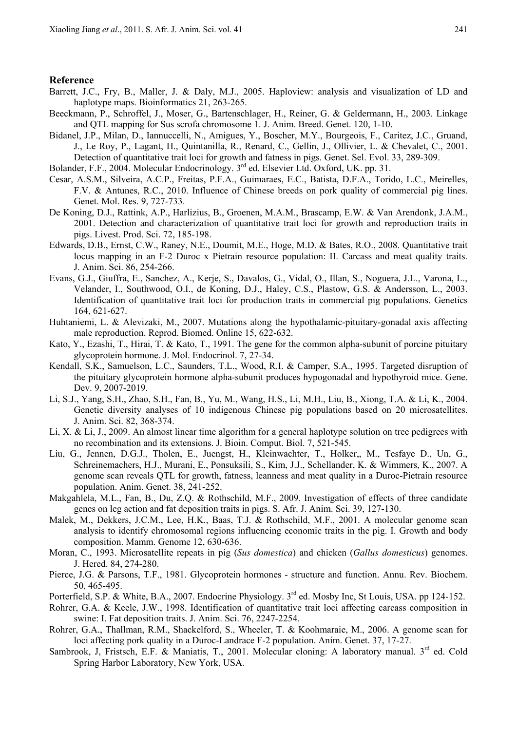## Reference

Barrett, J.C., Fry, B., Maller, J. & Daly, M.J., 2005. Haploview: analysis and visualization of LD and haplotype maps. Bioinformatics 21, 263-265.

Beeckmann, P., Schroffel, J., Moser, G., Bartenschlager, H., Reiner, G. & Geldermann, H., 2003. Linkage and QTL mapping for Sus scrofa chromosome 1. J. Anim. Breed. Genet. 120, 1-10.

Bidanel, J.P., Milan, D., Iannuccelli, N., Amigues, Y., Boscher, M.Y., Bourgeois, F., Caritez, J.C., Gruand, J., Le Roy, P., Lagant, H., Quintanilla, R., Renard, C., Gellin, J., Ollivier, L. & Chevalet, C., 2001. Detection of quantitative trait loci for growth and fatness in pigs. Genet. Sel. Evol. 33, 289-309.

Bolander, F.F., 2004. Molecular Endocrinology. 3rd ed. Elsevier Ltd. Oxford, UK. pp. 31.

Cesar, A.S.M., Silveira, A.C.P., Freitas, P.F.A., Guimaraes, E.C., Batista, D.F.A., Torido, L.C., Meirelles, F.V. & Antunes, R.C., 2010. Influence of Chinese breeds on pork quality of commercial pig lines. Genet. Mol. Res. 9, 727-733.

De Koning, D.J., Rattink, A.P., Harlizius, B., Groenen, M.A.M., Brascamp, E.W. & Van Arendonk, J.A.M., 2001. Detection and characterization of quantitative trait loci for growth and reproduction traits in pigs. Livest. Prod. Sci. 72, 185-198.

Edwards, D.B., Ernst, C.W., Raney, N.E., Doumit, M.E., Hoge, M.D. & Bates, R.O., 2008. Quantitative trait locus mapping in an F-2 Duroc x Pietrain resource population: II. Carcass and meat quality traits. J. Anim. Sci. 86, 254-266.

Evans, G.J., Giuffra, E., Sanchez, A., Kerje, S., Davalos, G., Vidal, O., Illan, S., Noguera, J.L., Varona, L., Velander, I., Southwood, O.I., de Koning, D.J., Haley, C.S., Plastow, G.S. & Andersson, L., 2003. Identification of quantitative trait loci for production traits in commercial pig populations. Genetics 164, 621-627.

Huhtaniemi, L. & Alevizaki, M., 2007. Mutations along the hypothalamic-pituitary-gonadal axis affecting male reproduction. Reprod. Biomed. Online 15, 622-632.

Kato, Y., Ezashi, T., Hirai, T. & Kato, T., 1991. The gene for the common alpha-subunit of porcine pituitary glycoprotein hormone. J. Mol. Endocrinol. 7, 27-34.

Kendall, S.K., Samuelson, L.C., Saunders, T.L., Wood, R.I. & Camper, S.A., 1995. Targeted disruption of the pituitary glycoprotein hormone alpha-subunit produces hypogonadal and hypothyroid mice. Gene. Dev. 9, 2007-2019.

Li, S.J., Yang, S.H., Zhao, S.H., Fan, B., Yu, M., Wang, H.S., Li, M.H., Liu, B., Xiong, T.A. & Li, K., 2004. Genetic diversity analyses of 10 indigenous Chinese pig populations based on 20 microsatellites. J. Anim. Sci. 82, 368-374.

Li, X. & Li, J., 2009. An almost linear time algorithm for a general haplotype solution on tree pedigrees with no recombination and its extensions. J. Bioin. Comput. Biol. 7, 521-545.

Liu, G., Jennen, D.G.J., Tholen, E., Juengst, H., Kleinwachter, T., Holker,, M., Tesfaye D., Un, G., Schreinemachers, H.J., Murani, E., Ponsuksili, S., Kim, J.J., Schellander, K. & Wimmers, K., 2007. A genome scan reveals QTL for growth, fatness, leanness and meat quality in a Duroc-Pietrain resource population. Anim. Genet. 38, 241-252.

Makgahlela, M.L., Fan, B., Du, Z.Q. & Rothschild, M.F., 2009. Investigation of effects of three candidate genes on leg action and fat deposition traits in pigs. S. Afr. J. Anim. Sci. 39, 127-130.

Malek, M., Dekkers, J.C.M., Lee, H.K., Baas, T.J. & Rothschild, M.F., 2001. A molecular genome scan analysis to identify chromosomal regions influencing economic traits in the pig. I. Growth and body composition. Mamm. Genome 12, 630-636.

Moran, C., 1993. Microsatellite repeats in pig (*Sus domestica*) and chicken (*Gallus domesticus*) genomes. J. Hered. 84, 274-280.

Pierce, J.G. & Parsons, T.F., 1981. Glycoprotein hormones - structure and function. Annu. Rev. Biochem. 50, 465-495.

Porterfield, S.P. & White, B.A., 2007. Endocrine Physiology. 3rd ed. Mosby Inc, St Louis, USA. pp 124-152.

Rohrer, G.A. & Keele, J.W., 1998. Identification of quantitative trait loci affecting carcass composition in swine: I. Fat deposition traits. J. Anim. Sci. 76, 2247-2254.

Rohrer, G.A., Thallman, R.M., Shackelford, S., Wheeler, T. & Koohmaraie, M., 2006. A genome scan for loci affecting pork quality in a Duroc-Landrace F-2 population. Anim. Genet. 37, 17-27.

Sambrook, J, Fristsch, E.F. & Maniatis, T., 2001. Molecular cloning: A laboratory manual. 3rd ed. Cold Spring Harbor Laboratory, New York, USA.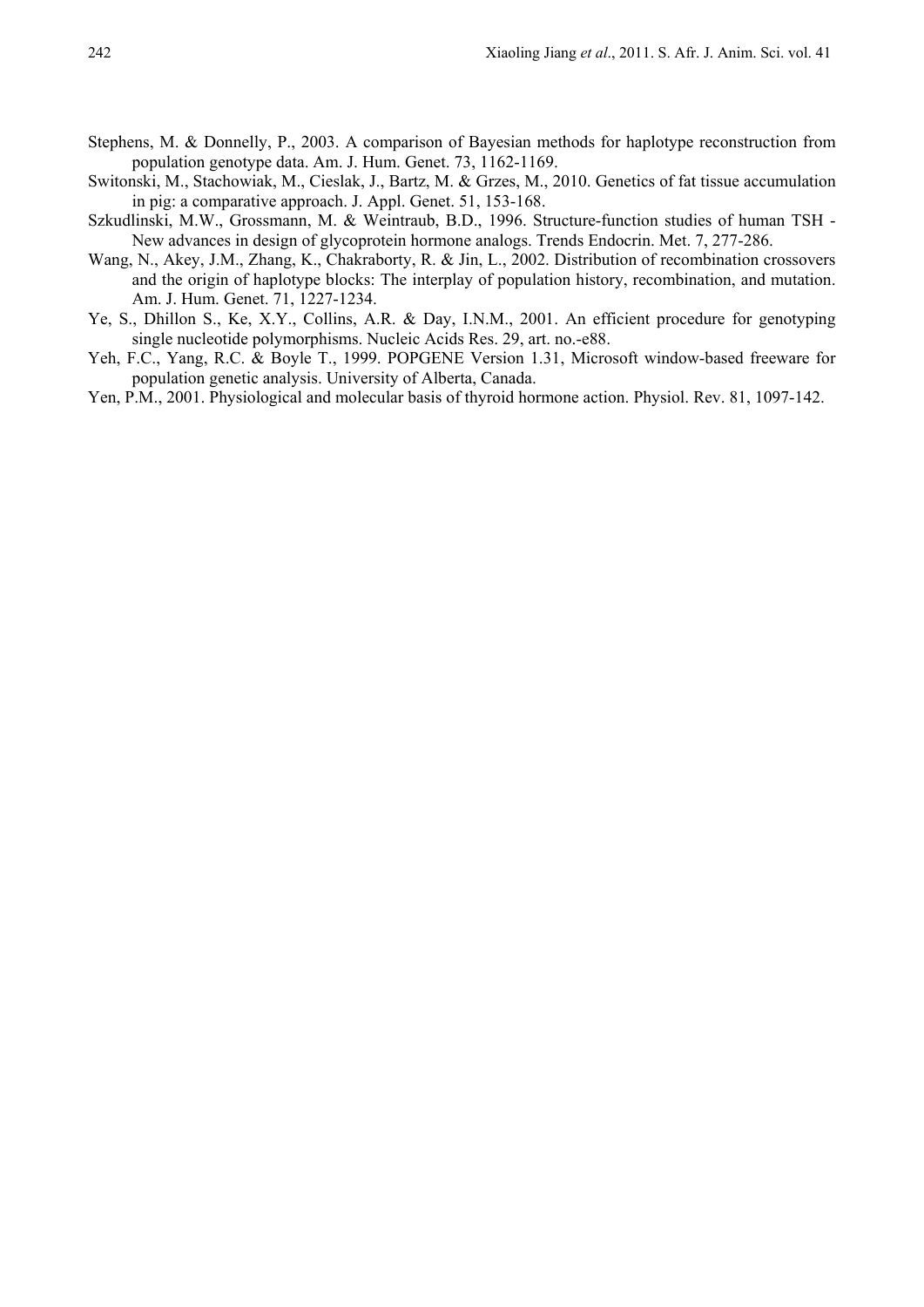Stephens, M. & Donnelly, P., 2003. A comparison of Bayesian methods for haplotype reconstruction from population genotype data. Am. J. Hum. Genet. 73, 1162-1169.

Switonski, M., Stachowiak, M., Cieslak, J., Bartz, M. & Grzes, M., 2010. Genetics of fat tissue accumulation in pig: a comparative approach. J. Appl. Genet. 51, 153-168.

Szkudlinski, M.W., Grossmann, M. & Weintraub, B.D., 1996. Structure-function studies of human TSH - New advances in design of glycoprotein hormone analogs. Trends Endocrin. Met. 7, 277-286.

Wang, N., Akey, J.M., Zhang, K., Chakraborty, R. & Jin, L., 2002. Distribution of recombination crossovers and the origin of haplotype blocks: The interplay of population history, recombination, and mutation. Am. J. Hum. Genet. 71, 1227-1234.

Ye, S., Dhillon S., Ke, X.Y., Collins, A.R. & Day, I.N.M., 2001. An efficient procedure for genotyping single nucleotide polymorphisms. Nucleic Acids Res. 29, art. no.-e88.

Yeh, F.C., Yang, R.C. & Boyle T., 1999. POPGENE Version 1.31, Microsoft window-based freeware for population genetic analysis. University of Alberta, Canada.

Yen, P.M., 2001. Physiological and molecular basis of thyroid hormone action. Physiol. Rev. 81, 1097-142.